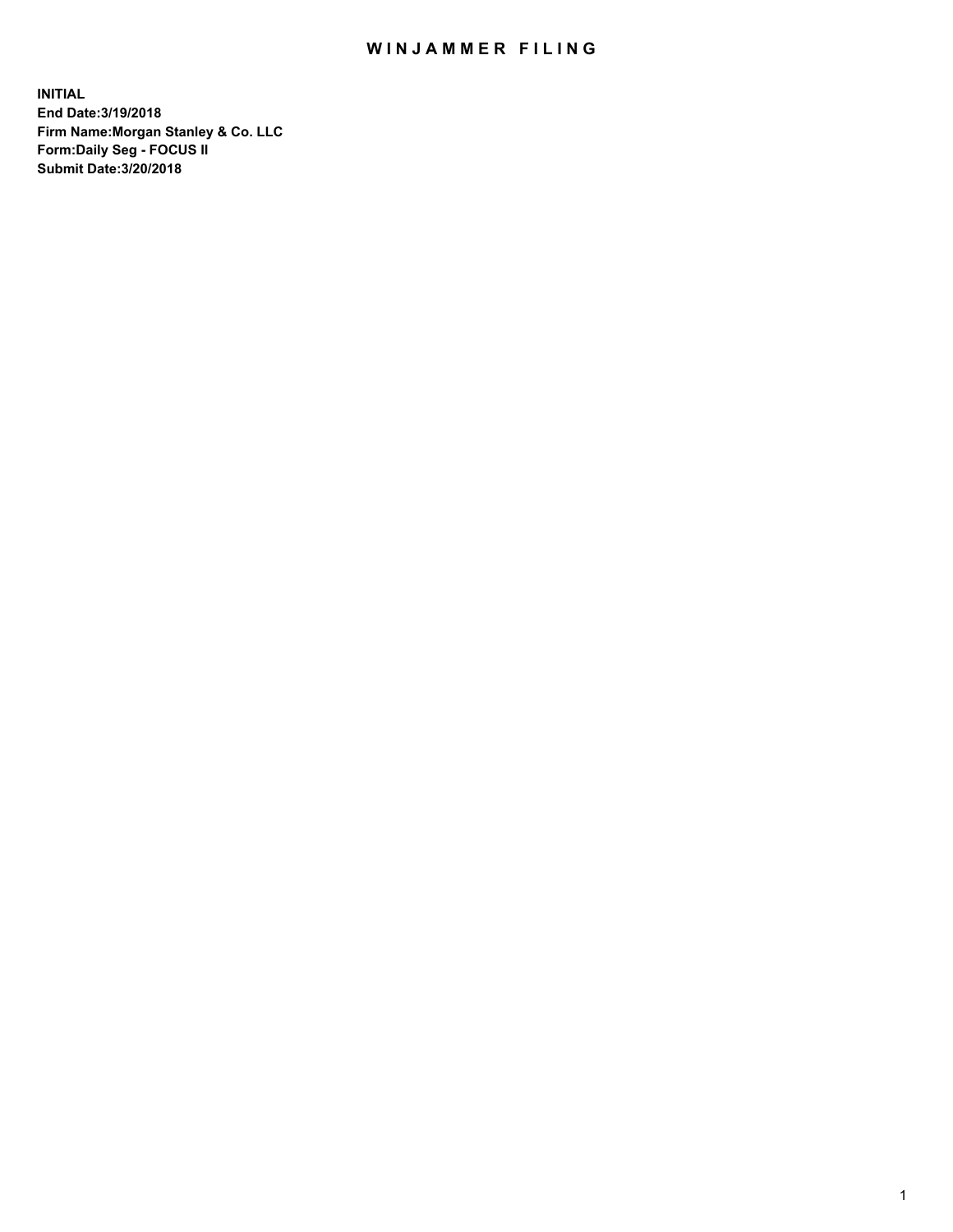# WINJAMMER FILING

**INITIAL**
**End Date:3/19/2018**
**Firm Name:Morgan Stanley & Co. LLC**
**Form:Daily Seg - FOCUS II**
**Submit Date:3/20/2018**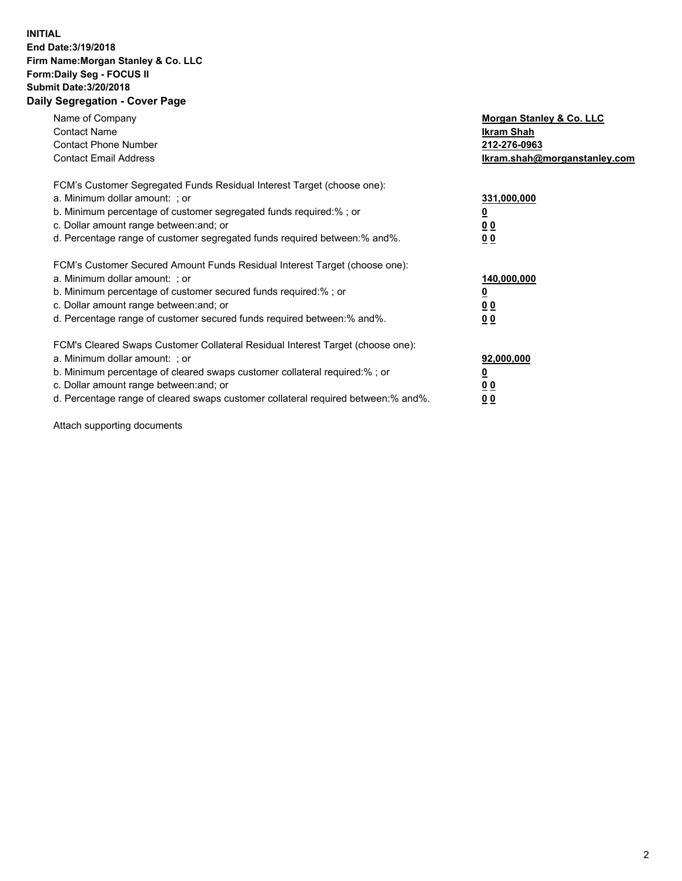**INITIAL**
**End Date:3/19/2018**
**Firm Name:Morgan Stanley & Co. LLC**
**Form:Daily Seg - FOCUS II**
**Submit Date:3/20/2018**
**Daily Segregation - Cover Page**

| | |
|---|---|
| Name of Company | **Morgan Stanley & Co. LLC** |
| Contact Name | **Ikram Shah** |
| Contact Phone Number | **212-276-0963** |
| Contact Email Address | **Ikram.shah@morganstanley.com** |

FCM's Customer Segregated Funds Residual Interest Target (choose one):

| | |
|---|---|
| a. Minimum dollar amount: ; or | **331,000,000** |
| b. Minimum percentage of customer segregated funds required:% ; or | **0** |
| c. Dollar amount range between:and; or | **0 0** |
| d. Percentage range of customer segregated funds required between:% and%. | **0 0** |

FCM's Customer Secured Amount Funds Residual Interest Target (choose one):

| | |
|---|---|
| a. Minimum dollar amount: ; or | **140,000,000** |
| b. Minimum percentage of customer secured funds required:% ; or | **0** |
| c. Dollar amount range between:and; or | **0 0** |
| d. Percentage range of customer secured funds required between:% and%. | **0 0** |

FCM's Cleared Swaps Customer Collateral Residual Interest Target (choose one):

| | |
|---|---|
| a. Minimum dollar amount: ; or | **92,000,000** |
| b. Minimum percentage of cleared swaps customer collateral required:% ; or | **0** |
| c. Dollar amount range between:and; or | **0 0** |
| d. Percentage range of cleared swaps customer collateral required between:% and%. | **0 0** |

Attach supporting documents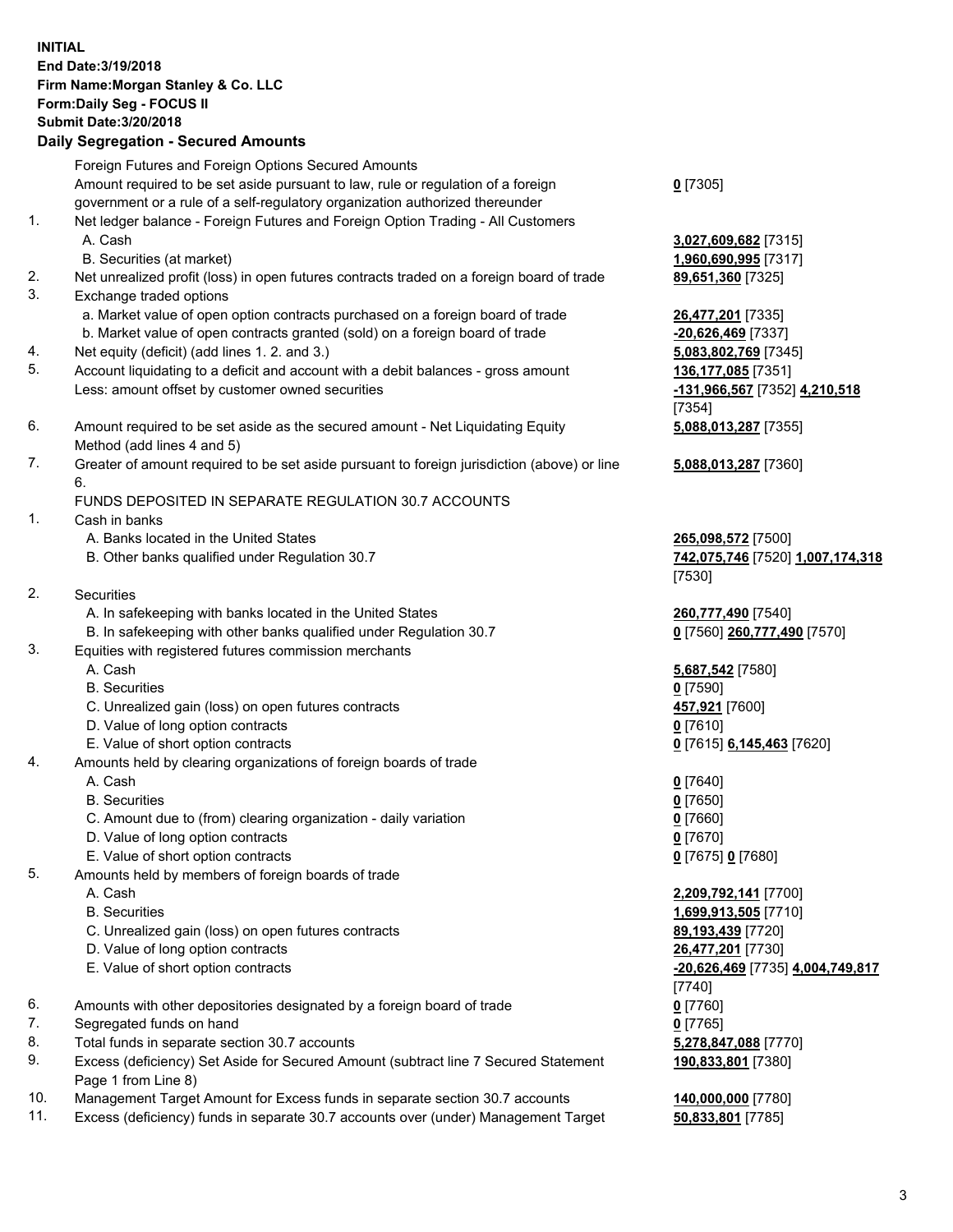**INITIAL**
**End Date:3/19/2018**
**Firm Name:Morgan Stanley & Co. LLC**
**Form:Daily Seg - FOCUS II**
**Submit Date:3/20/2018**
**Daily Segregation - Secured Amounts**

| | | |
|---|---|---|
| | Foreign Futures and Foreign Options Secured Amounts | |
| | Amount required to be set aside pursuant to law, rule or regulation of a foreign government or a rule of a self-regulatory organization authorized thereunder | **0** [7305] |
| 1. | Net ledger balance - Foreign Futures and Foreign Option Trading - All Customers | |
| | A. Cash | **3,027,609,682** [7315] |
| | B. Securities (at market) | **1,960,690,995** [7317] |
| 2. | Net unrealized profit (loss) in open futures contracts traded on a foreign board of trade | **89,651,360** [7325] |
| 3. | Exchange traded options | |
| | a. Market value of open option contracts purchased on a foreign board of trade | **26,477,201** [7335] |
| | b. Market value of open contracts granted (sold) on a foreign board of trade | **-20,626,469** [7337] |
| 4. | Net equity (deficit) (add lines 1. 2. and 3.) | **5,083,802,769** [7345] |
| 5. | Account liquidating to a deficit and account with a debit balances - gross amount | **136,177,085** [7351] |
| | Less: amount offset by customer owned securities | **-131,966,567** [7352] **4,210,518** [7354] |
| 6. | Amount required to be set aside as the secured amount - Net Liquidating Equity Method (add lines 4 and 5) | **5,088,013,287** [7355] |
| 7. | Greater of amount required to be set aside pursuant to foreign jurisdiction (above) or line 6. | **5,088,013,287** [7360] |
| | FUNDS DEPOSITED IN SEPARATE REGULATION 30.7 ACCOUNTS | |
| 1. | Cash in banks | |
| | A. Banks located in the United States | **265,098,572** [7500] |
| | B. Other banks qualified under Regulation 30.7 | **742,075,746** [7520] **1,007,174,318** [7530] |
| 2. | Securities | |
| | A. In safekeeping with banks located in the United States | **260,777,490** [7540] |
| | B. In safekeeping with other banks qualified under Regulation 30.7 | **0** [7560] **260,777,490** [7570] |
| 3. | Equities with registered futures commission merchants | |
| | A. Cash | **5,687,542** [7580] |
| | B. Securities | **0** [7590] |
| | C. Unrealized gain (loss) on open futures contracts | **457,921** [7600] |
| | D. Value of long option contracts | **0** [7610] |
| | E. Value of short option contracts | **0** [7615] **6,145,463** [7620] |
| 4. | Amounts held by clearing organizations of foreign boards of trade | |
| | A. Cash | **0** [7640] |
| | B. Securities | **0** [7650] |
| | C. Amount due to (from) clearing organization - daily variation | **0** [7660] |
| | D. Value of long option contracts | **0** [7670] |
| | E. Value of short option contracts | **0** [7675] **0** [7680] |
| 5. | Amounts held by members of foreign boards of trade | |
| | A. Cash | **2,209,792,141** [7700] |
| | B. Securities | **1,699,913,505** [7710] |
| | C. Unrealized gain (loss) on open futures contracts | **89,193,439** [7720] |
| | D. Value of long option contracts | **26,477,201** [7730] |
| | E. Value of short option contracts | **-20,626,469** [7735] **4,004,749,817** [7740] |
| 6. | Amounts with other depositories designated by a foreign board of trade | **0** [7760] |
| 7. | Segregated funds on hand | **0** [7765] |
| 8. | Total funds in separate section 30.7 accounts | **5,278,847,088** [7770] |
| 9. | Excess (deficiency) Set Aside for Secured Amount (subtract line 7 Secured Statement Page 1 from Line 8) | **190,833,801** [7380] |
| 10. | Management Target Amount for Excess funds in separate section 30.7 accounts | **140,000,000** [7780] |
| 11. | Excess (deficiency) funds in separate 30.7 accounts over (under) Management Target | **50,833,801** [7785] |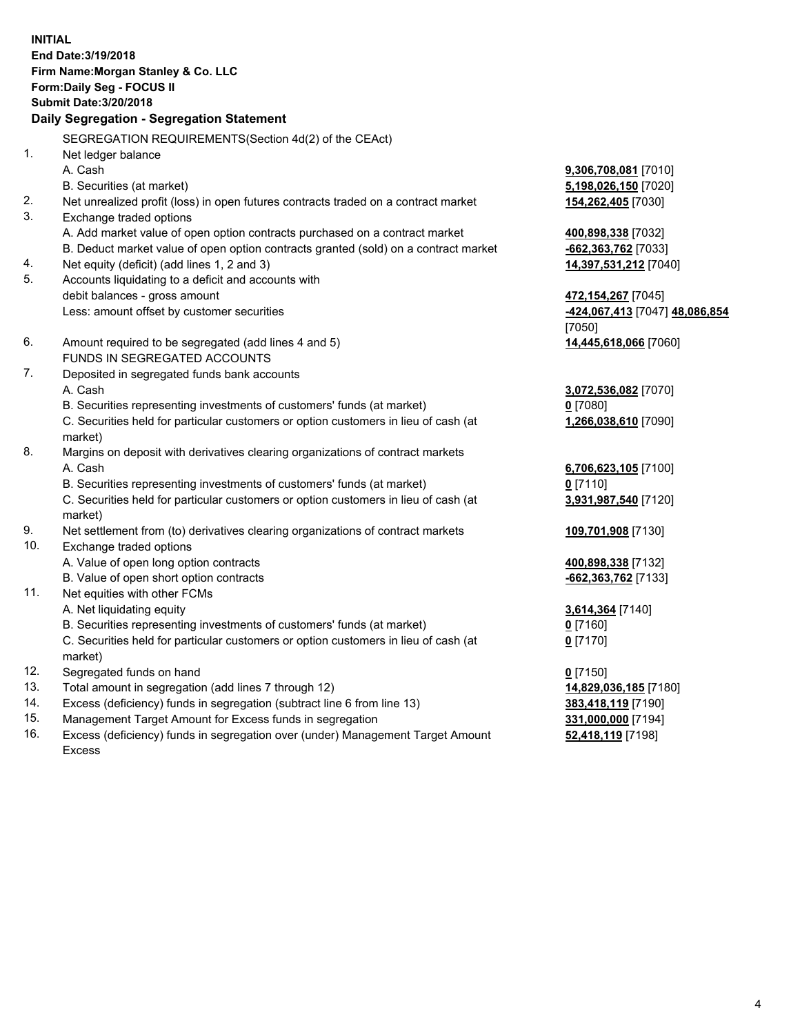**INITIAL**
**End Date:3/19/2018**
**Firm Name:Morgan Stanley & Co. LLC**
**Form:Daily Seg - FOCUS II**
**Submit Date:3/20/2018**

### Daily Segregation - Segregation Statement

| | | |
|---|---|---|
| | SEGREGATION REQUIREMENTS(Section 4d(2) of the CEAct) | |
| 1. | Net ledger balance | |
| | A. Cash | **9,306,708,081** [7010] |
| | B. Securities (at market) | **5,198,026,150** [7020] |
| 2. | Net unrealized profit (loss) in open futures contracts traded on a contract market | **154,262,405** [7030] |
| 3. | Exchange traded options | |
| | A. Add market value of open option contracts purchased on a contract market | **400,898,338** [7032] |
| | B. Deduct market value of open option contracts granted (sold) on a contract market | **-662,363,762** [7033] |
| 4. | Net equity (deficit) (add lines 1, 2 and 3) | **14,397,531,212** [7040] |
| 5. | Accounts liquidating to a deficit and accounts with debit balances - gross amount | **472,154,267** [7045] |
| | Less: amount offset by customer securities | **-424,067,413** [7047] **48,086,854** [7050] |
| 6. | Amount required to be segregated (add lines 4 and 5) | **14,445,618,066** [7060] |
| | FUNDS IN SEGREGATED ACCOUNTS | |
| 7. | Deposited in segregated funds bank accounts | |
| | A. Cash | **3,072,536,082** [7070] |
| | B. Securities representing investments of customers' funds (at market) | **0** [7080] |
| | C. Securities held for particular customers or option customers in lieu of cash (at market) | **1,266,038,610** [7090] |
| 8. | Margins on deposit with derivatives clearing organizations of contract markets | |
| | A. Cash | **6,706,623,105** [7100] |
| | B. Securities representing investments of customers' funds (at market) | **0** [7110] |
| | C. Securities held for particular customers or option customers in lieu of cash (at market) | **3,931,987,540** [7120] |
| 9. | Net settlement from (to) derivatives clearing organizations of contract markets | **109,701,908** [7130] |
| 10. | Exchange traded options | |
| | A. Value of open long option contracts | **400,898,338** [7132] |
| | B. Value of open short option contracts | **-662,363,762** [7133] |
| 11. | Net equities with other FCMs | |
| | A. Net liquidating equity | **3,614,364** [7140] |
| | B. Securities representing investments of customers' funds (at market) | **0** [7160] |
| | C. Securities held for particular customers or option customers in lieu of cash (at market) | **0** [7170] |
| 12. | Segregated funds on hand | **0** [7150] |
| 13. | Total amount in segregation (add lines 7 through 12) | **14,829,036,185** [7180] |
| 14. | Excess (deficiency) funds in segregation (subtract line 6 from line 13) | **383,418,119** [7190] |
| 15. | Management Target Amount for Excess funds in segregation | **331,000,000** [7194] |
| 16. | Excess (deficiency) funds in segregation over (under) Management Target Amount Excess | **52,418,119** [7198] |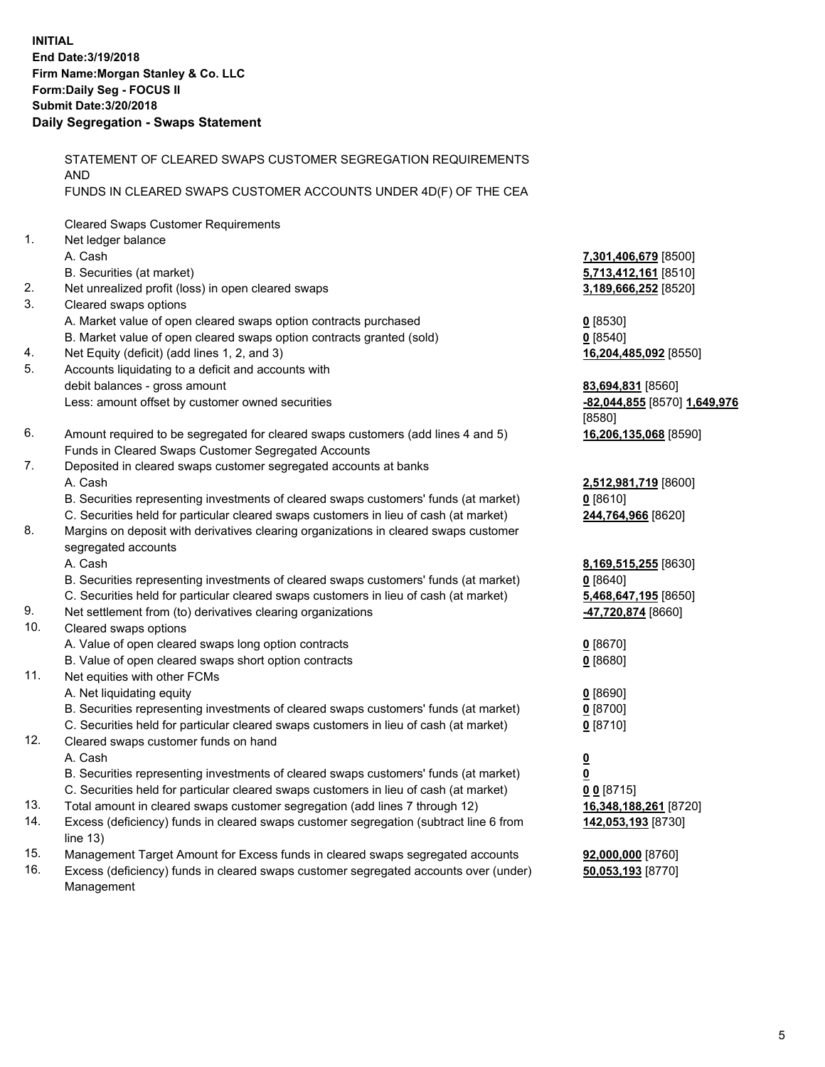**INITIAL**
**End Date:3/19/2018**
**Firm Name:Morgan Stanley & Co. LLC**
**Form:Daily Seg - FOCUS II**
**Submit Date:3/20/2018**
**Daily Segregation - Swaps Statement**

STATEMENT OF CLEARED SWAPS CUSTOMER SEGREGATION REQUIREMENTS AND FUNDS IN CLEARED SWAPS CUSTOMER ACCOUNTS UNDER 4D(F) OF THE CEA

| | | |
|---|---|---|
| | Cleared Swaps Customer Requirements | |
| 1. | Net ledger balance | |
| | A. Cash | **7,301,406,679** [8500] |
| | B. Securities (at market) | **5,713,412,161** [8510] |
| 2. | Net unrealized profit (loss) in open cleared swaps | **3,189,666,252** [8520] |
| 3. | Cleared swaps options | |
| | A. Market value of open cleared swaps option contracts purchased | **0** [8530] |
| | B. Market value of open cleared swaps option contracts granted (sold) | **0** [8540] |
| 4. | Net Equity (deficit) (add lines 1, 2, and 3) | **16,204,485,092** [8550] |
| 5. | Accounts liquidating to a deficit and accounts with debit balances - gross amount | **83,694,831** [8560] |
| | Less: amount offset by customer owned securities | **-82,044,855** [8570] **1,649,976** [8580] |
| 6. | Amount required to be segregated for cleared swaps customers (add lines 4 and 5) | **16,206,135,068** [8590] |
| | Funds in Cleared Swaps Customer Segregated Accounts | |
| 7. | Deposited in cleared swaps customer segregated accounts at banks | |
| | A. Cash | **2,512,981,719** [8600] |
| | B. Securities representing investments of cleared swaps customers' funds (at market) | **0** [8610] |
| | C. Securities held for particular cleared swaps customers in lieu of cash (at market) | **244,764,966** [8620] |
| 8. | Margins on deposit with derivatives clearing organizations in cleared swaps customer segregated accounts | |
| | A. Cash | **8,169,515,255** [8630] |
| | B. Securities representing investments of cleared swaps customers' funds (at market) | **0** [8640] |
| | C. Securities held for particular cleared swaps customers in lieu of cash (at market) | **5,468,647,195** [8650] |
| 9. | Net settlement from (to) derivatives clearing organizations | **-47,720,874** [8660] |
| 10. | Cleared swaps options | |
| | A. Value of open cleared swaps long option contracts | **0** [8670] |
| | B. Value of open cleared swaps short option contracts | **0** [8680] |
| 11. | Net equities with other FCMs | |
| | A. Net liquidating equity | **0** [8690] |
| | B. Securities representing investments of cleared swaps customers' funds (at market) | **0** [8700] |
| | C. Securities held for particular cleared swaps customers in lieu of cash (at market) | **0** [8710] |
| 12. | Cleared swaps customer funds on hand | |
| | A. Cash | **0** |
| | B. Securities representing investments of cleared swaps customers' funds (at market) | **0** |
| | C. Securities held for particular cleared swaps customers in lieu of cash (at market) | **0** **0** [8715] |
| 13. | Total amount in cleared swaps customer segregation (add lines 7 through 12) | **16,348,188,261** [8720] |
| 14. | Excess (deficiency) funds in cleared swaps customer segregation (subtract line 6 from line 13) | **142,053,193** [8730] |
| 15. | Management Target Amount for Excess funds in cleared swaps segregated accounts | **92,000,000** [8760] |
| 16. | Excess (deficiency) funds in cleared swaps customer segregated accounts over (under) Management | **50,053,193** [8770] |